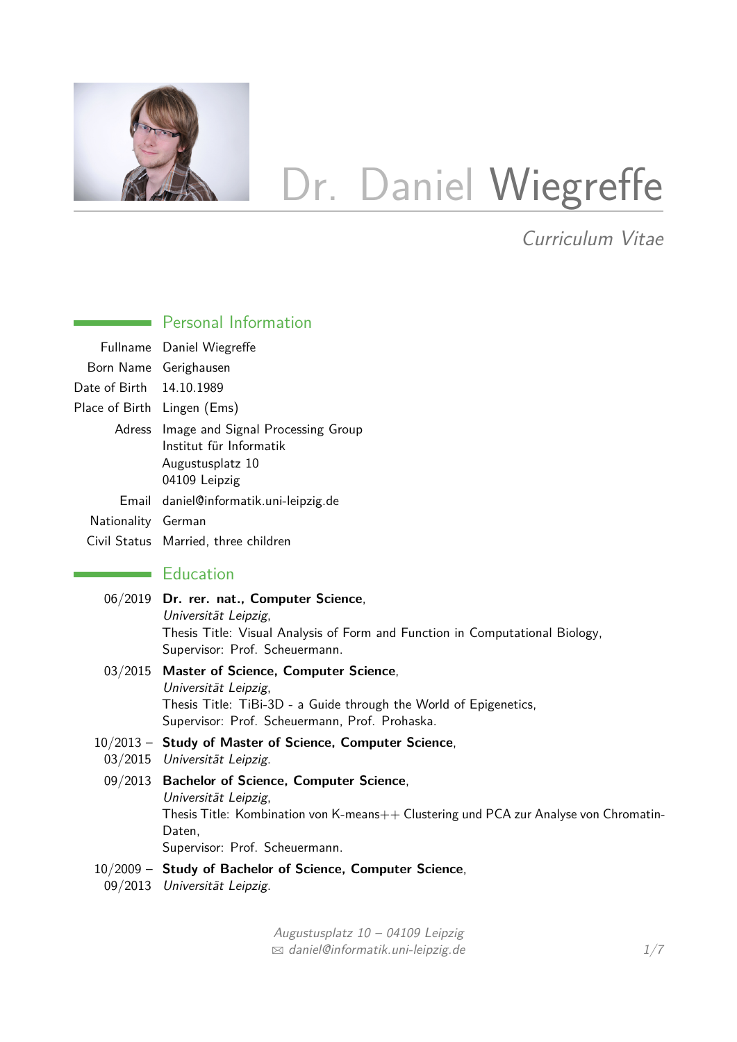# Dr. Daniel Wiegreffe

*Curriculum Vitae*

## Personal Information

| | |
|---|---|
| Fullname | Daniel Wiegreffe |
| Born Name | Gerighausen |
| Date of Birth | 14.10.1989 |
| Place of Birth | Lingen (Ems) |
| Adress | Image and Signal Processing Group<br>Institut für Informatik<br>Augustusplatz 10<br>04109 Leipzig |
| Email | daniel@informatik.uni-leipzig.de |
| Nationality | German |
| Civil Status | Married, three children |

## Education

06/2019 **Dr. rer. nat., Computer Science**,
*Universität Leipzig*,
Thesis Title: Visual Analysis of Form and Function in Computational Biology,
Supervisor: Prof. Scheuermann.

03/2015 **Master of Science, Computer Science**,
*Universität Leipzig*,
Thesis Title: TiBi-3D - a Guide through the World of Epigenetics,
Supervisor: Prof. Scheuermann, Prof. Prohaska.

10/2013 – 03/2015 **Study of Master of Science, Computer Science**,
*Universität Leipzig*.

09/2013 **Bachelor of Science, Computer Science**,
*Universität Leipzig*,
Thesis Title: Kombination von K-means++ Clustering und PCA zur Analyse von Chromatin-Daten,
Supervisor: Prof. Scheuermann.

10/2009 – 09/2013 **Study of Bachelor of Science, Computer Science**,
*Universität Leipzig*.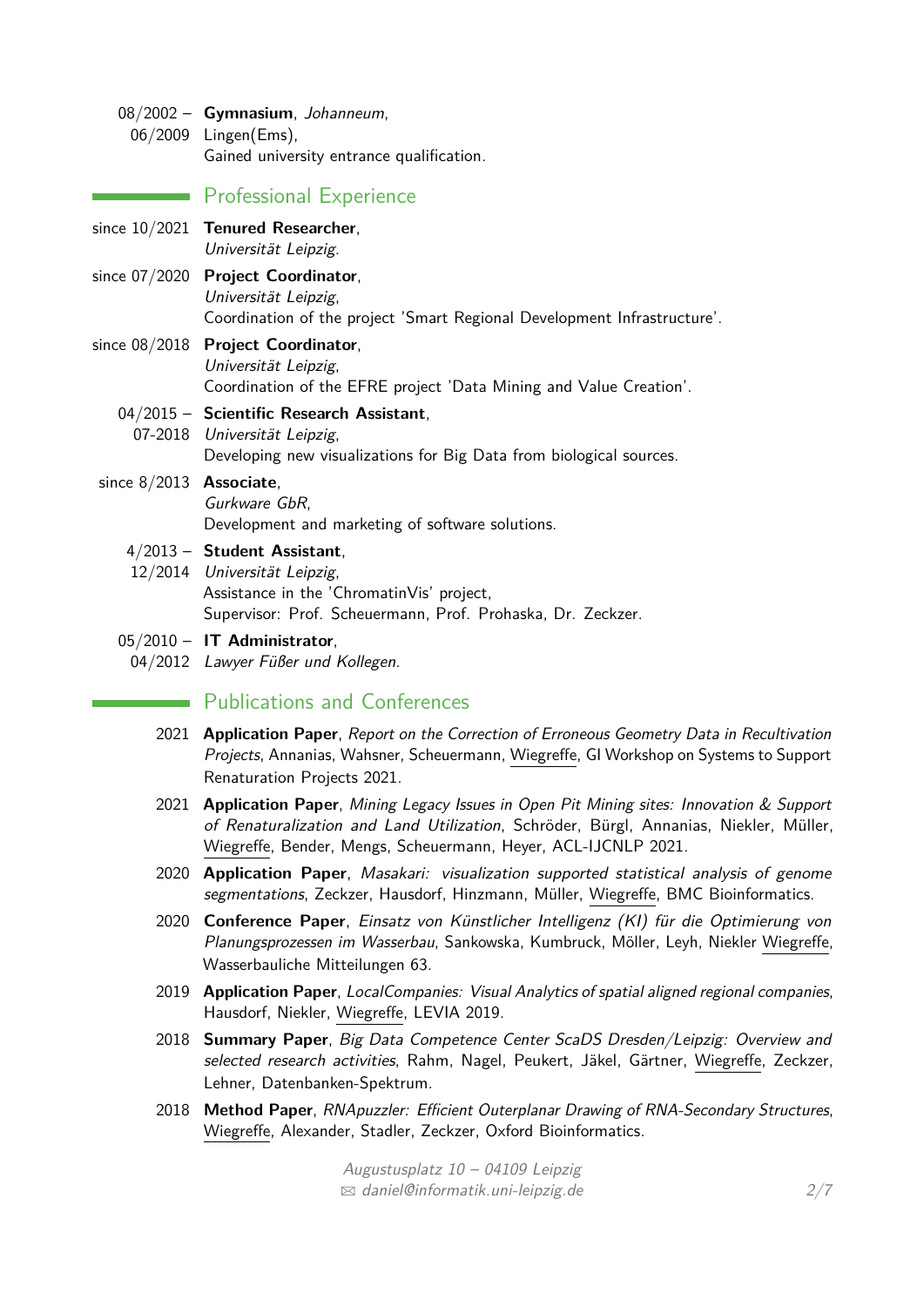08/2002 – 06/2009 **Gymnasium**, *Johanneum*, Lingen(Ems), Gained university entrance qualification.

## Professional Experience

since 10/2021 **Tenured Researcher**, *Universität Leipzig*.

since 07/2020 **Project Coordinator**, *Universität Leipzig*, Coordination of the project 'Smart Regional Development Infrastructure'.

since 08/2018 **Project Coordinator**, *Universität Leipzig*, Coordination of the EFRE project 'Data Mining and Value Creation'.

04/2015 – 07-2018 **Scientific Research Assistant**, *Universität Leipzig*, Developing new visualizations for Big Data from biological sources.

since 8/2013 **Associate**, *Gurkware GbR*, Development and marketing of software solutions.

4/2013 – 12/2014 **Student Assistant**, *Universität Leipzig*, Assistance in the 'ChromatinVis' project, Supervisor: Prof. Scheuermann, Prof. Prohaska, Dr. Zeckzer.

05/2010 – 04/2012 **IT Administrator**, *Lawyer Füßer und Kollegen*.

## Publications and Conferences

2021 **Application Paper**, *Report on the Correction of Erroneous Geometry Data in Recultivation Projects*, Annanias, Wahsner, Scheuermann, Wiegreffe, GI Workshop on Systems to Support Renaturation Projects 2021.

2021 **Application Paper**, *Mining Legacy Issues in Open Pit Mining sites: Innovation & Support of Renaturalization and Land Utilization*, Schröder, Bürgl, Annanias, Niekler, Müller, Wiegreffe, Bender, Mengs, Scheuermann, Heyer, ACL-IJCNLP 2021.

2020 **Application Paper**, *Masakari: visualization supported statistical analysis of genome segmentations*, Zeckzer, Hausdorf, Hinzmann, Müller, Wiegreffe, BMC Bioinformatics.

2020 **Conference Paper**, *Einsatz von Künstlicher Intelligenz (KI) für die Optimierung von Planungsprozessen im Wasserbau*, Sankowska, Kumbruck, Möller, Leyh, Niekler Wiegreffe, Wasserbauliche Mitteilungen 63.

2019 **Application Paper**, *LocalCompanies: Visual Analytics of spatial aligned regional companies*, Hausdorf, Niekler, Wiegreffe, LEVIA 2019.

2018 **Summary Paper**, *Big Data Competence Center ScaDS Dresden/Leipzig: Overview and selected research activities*, Rahm, Nagel, Peukert, Jäkel, Gärtner, Wiegreffe, Zeckzer, Lehner, Datenbanken-Spektrum.

2018 **Method Paper**, *RNApuzzler: Efficient Outerplanar Drawing of RNA-Secondary Structures*, Wiegreffe, Alexander, Stadler, Zeckzer, Oxford Bioinformatics.

Augustusplatz 10 – 04109 Leipzig
✉ daniel@informatik.uni-leipzig.de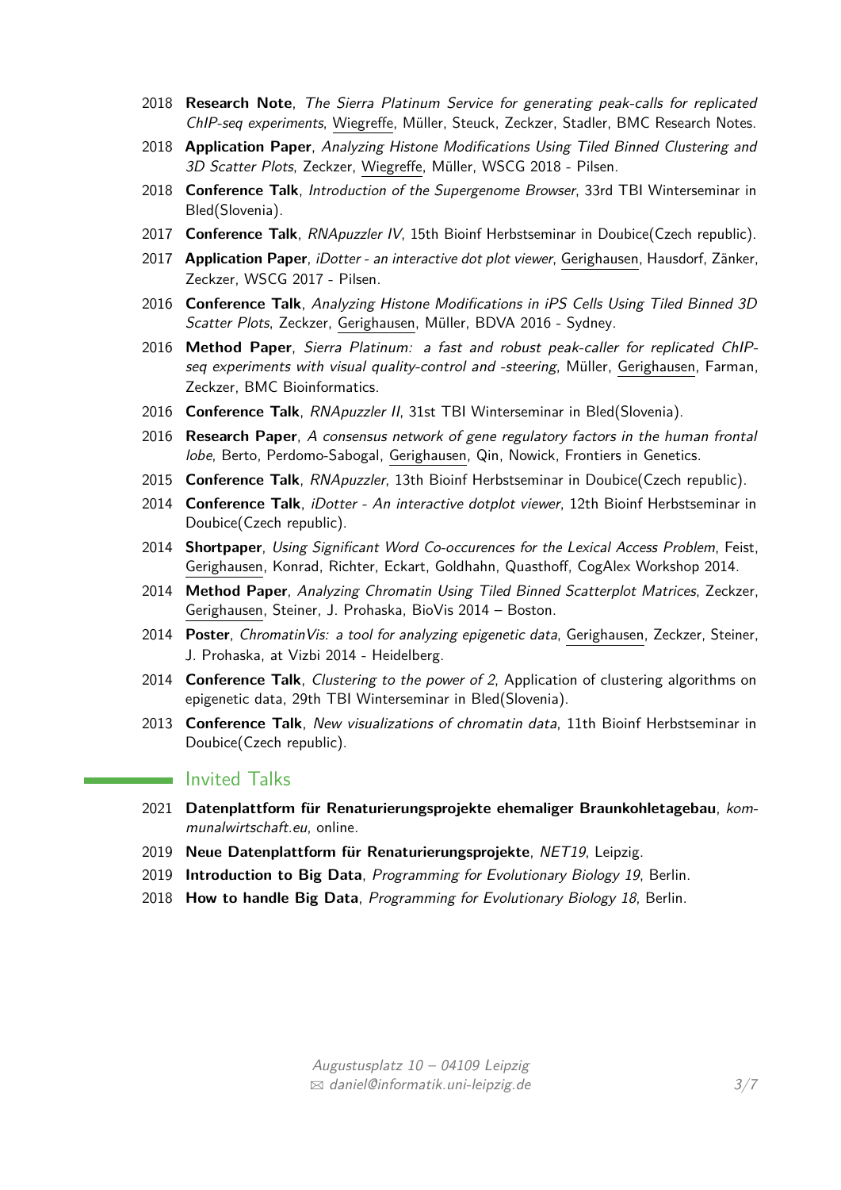2018 **Research Note**, *The Sierra Platinum Service for generating peak-calls for replicated ChIP-seq experiments*, Wiegreffe, Müller, Steuck, Zeckzer, Stadler, BMC Research Notes.

2018 **Application Paper**, *Analyzing Histone Modifications Using Tiled Binned Clustering and 3D Scatter Plots*, Zeckzer, Wiegreffe, Müller, WSCG 2018 - Pilsen.

2018 **Conference Talk**, *Introduction of the Supergenome Browser*, 33rd TBI Winterseminar in Bled(Slovenia).

2017 **Conference Talk**, *RNApuzzler IV*, 15th Bioinf Herbstseminar in Doubice(Czech republic).

2017 **Application Paper**, *iDotter - an interactive dot plot viewer*, Gerighausen, Hausdorf, Zänker, Zeckzer, WSCG 2017 - Pilsen.

2016 **Conference Talk**, *Analyzing Histone Modifications in iPS Cells Using Tiled Binned 3D Scatter Plots*, Zeckzer, Gerighausen, Müller, BDVA 2016 - Sydney.

2016 **Method Paper**, *Sierra Platinum: a fast and robust peak-caller for replicated ChIP-seq experiments with visual quality-control and -steering*, Müller, Gerighausen, Farman, Zeckzer, BMC Bioinformatics.

2016 **Conference Talk**, *RNApuzzler II*, 31st TBI Winterseminar in Bled(Slovenia).

2016 **Research Paper**, *A consensus network of gene regulatory factors in the human frontal lobe*, Berto, Perdomo-Sabogal, Gerighausen, Qin, Nowick, Frontiers in Genetics.

2015 **Conference Talk**, *RNApuzzler*, 13th Bioinf Herbstseminar in Doubice(Czech republic).

2014 **Conference Talk**, *iDotter - An interactive dotplot viewer*, 12th Bioinf Herbstseminar in Doubice(Czech republic).

2014 **Shortpaper**, *Using Significant Word Co-occurences for the Lexical Access Problem*, Feist, Gerighausen, Konrad, Richter, Eckart, Goldhahn, Quasthoff, CogAlex Workshop 2014.

2014 **Method Paper**, *Analyzing Chromatin Using Tiled Binned Scatterplot Matrices*, Zeckzer, Gerighausen, Steiner, J. Prohaska, BioVis 2014 – Boston.

2014 **Poster**, *ChromatinVis: a tool for analyzing epigenetic data*, Gerighausen, Zeckzer, Steiner, J. Prohaska, at Vizbi 2014 - Heidelberg.

2014 **Conference Talk**, *Clustering to the power of 2*, Application of clustering algorithms on epigenetic data, 29th TBI Winterseminar in Bled(Slovenia).

2013 **Conference Talk**, *New visualizations of chromatin data*, 11th Bioinf Herbstseminar in Doubice(Czech republic).

## Invited Talks

2021 **Datenplattform für Renaturierungsprojekte ehemaliger Braunkohletagebau**, *kommunalwirtschaft.eu*, online.

2019 **Neue Datenplattform für Renaturierungsprojekte**, *NET19*, Leipzig.

2019 **Introduction to Big Data**, *Programming for Evolutionary Biology 19*, Berlin.

2018 **How to handle Big Data**, *Programming for Evolutionary Biology 18*, Berlin.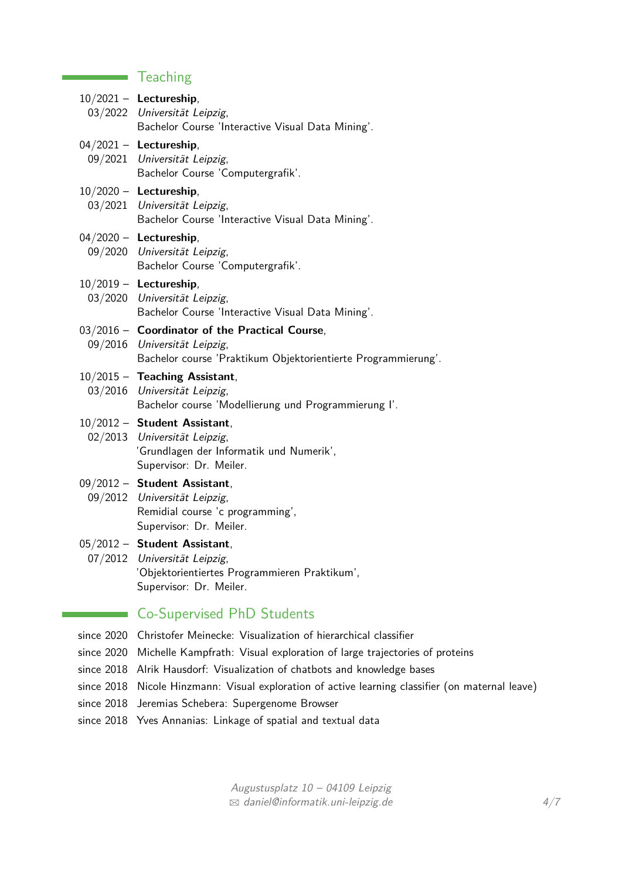## Teaching

10/2021 – 03/2022 **Lectureship**,
*Universität Leipzig*,
Bachelor Course 'Interactive Visual Data Mining'.

04/2021 – 09/2021 **Lectureship**,
*Universität Leipzig*,
Bachelor Course 'Computergrafik'.

10/2020 – 03/2021 **Lectureship**,
*Universität Leipzig*,
Bachelor Course 'Interactive Visual Data Mining'.

04/2020 – 09/2020 **Lectureship**,
*Universität Leipzig*,
Bachelor Course 'Computergrafik'.

10/2019 – 03/2020 **Lectureship**,
*Universität Leipzig*,
Bachelor Course 'Interactive Visual Data Mining'.

03/2016 – 09/2016 **Coordinator of the Practical Course**,
*Universität Leipzig*,
Bachelor course 'Praktikum Objektorientierte Programmierung'.

10/2015 – 03/2016 **Teaching Assistant**,
*Universität Leipzig*,
Bachelor course 'Modellierung und Programmierung I'.

10/2012 – 02/2013 **Student Assistant**,
*Universität Leipzig*,
'Grundlagen der Informatik und Numerik',
Supervisor: Dr. Meiler.

09/2012 – 09/2012 **Student Assistant**,
*Universität Leipzig*,
Remidial course 'c programming',
Supervisor: Dr. Meiler.

05/2012 – 07/2012 **Student Assistant**,
*Universität Leipzig*,
'Objektorientiertes Programmieren Praktikum',
Supervisor: Dr. Meiler.

## Co-Supervised PhD Students

since 2020 Christofer Meinecke: Visualization of hierarchical classifier

since 2020 Michelle Kampfrath: Visual exploration of large trajectories of proteins

since 2018 Alrik Hausdorf: Visualization of chatbots and knowledge bases

since 2018 Nicole Hinzmann: Visual exploration of active learning classifier (on maternal leave)

since 2018 Jeremias Schebera: Supergenome Browser

since 2018 Yves Annanias: Linkage of spatial and textual data

Augustusplatz 10 – 04109 Leipzig
✉ daniel@informatik.uni-leipzig.de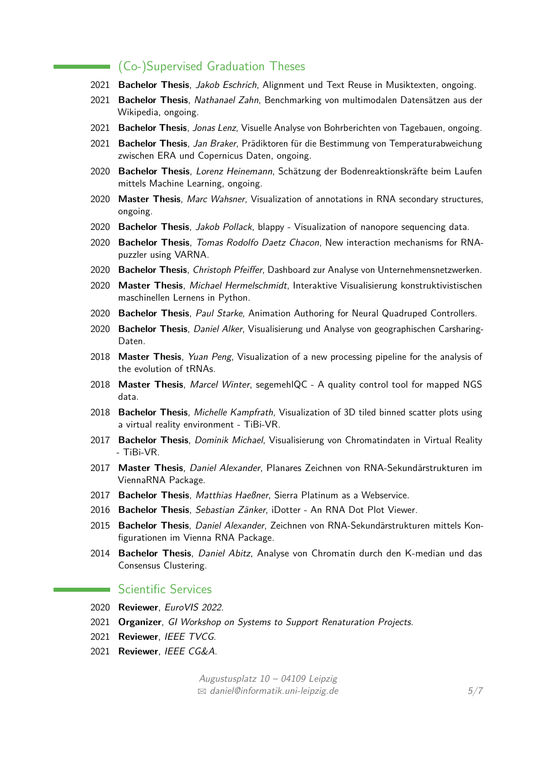## (Co-)Supervised Graduation Theses

2021 **Bachelor Thesis**, *Jakob Eschrich*, Alignment und Text Reuse in Musiktexten, ongoing.

2021 **Bachelor Thesis**, *Nathanael Zahn*, Benchmarking von multimodalen Datensätzen aus der Wikipedia, ongoing.

2021 **Bachelor Thesis**, *Jonas Lenz*, Visuelle Analyse von Bohrberichten von Tagebauen, ongoing.

2021 **Bachelor Thesis**, *Jan Braker*, Prädiktoren für die Bestimmung von Temperaturabweichung zwischen ERA und Copernicus Daten, ongoing.

2020 **Bachelor Thesis**, *Lorenz Heinemann*, Schätzung der Bodenreaktionskräfte beim Laufen mittels Machine Learning, ongoing.

2020 **Master Thesis**, *Marc Wahsner*, Visualization of annotations in RNA secondary structures, ongoing.

2020 **Bachelor Thesis**, *Jakob Pollack*, blappy - Visualization of nanopore sequencing data.

2020 **Bachelor Thesis**, *Tomas Rodolfo Daetz Chacon*, New interaction mechanisms for RNA-puzzler using VARNA.

2020 **Bachelor Thesis**, *Christoph Pfeiffer*, Dashboard zur Analyse von Unternehmensnetzwerken.

2020 **Master Thesis**, *Michael Hermelschmidt*, Interaktive Visualisierung konstruktivistischen maschinellen Lernens in Python.

2020 **Bachelor Thesis**, *Paul Starke*, Animation Authoring for Neural Quadruped Controllers.

2020 **Bachelor Thesis**, *Daniel Alker*, Visualisierung und Analyse von geographischen Carsharing-Daten.

2018 **Master Thesis**, *Yuan Peng*, Visualization of a new processing pipeline for the analysis of the evolution of tRNAs.

2018 **Master Thesis**, *Marcel Winter*, segemehlQC - A quality control tool for mapped NGS data.

2018 **Bachelor Thesis**, *Michelle Kampfrath*, Visualization of 3D tiled binned scatter plots using a virtual reality environment - TiBi-VR.

2017 **Bachelor Thesis**, *Dominik Michael*, Visualisierung von Chromatindaten in Virtual Reality - TiBi-VR.

2017 **Master Thesis**, *Daniel Alexander*, Planares Zeichnen von RNA-Sekundärstrukturen im ViennaRNA Package.

2017 **Bachelor Thesis**, *Matthias Haeßner*, Sierra Platinum as a Webservice.

2016 **Bachelor Thesis**, *Sebastian Zänker*, iDotter - An RNA Dot Plot Viewer.

2015 **Bachelor Thesis**, *Daniel Alexander*, Zeichnen von RNA-Sekundärstrukturen mittels Konfigurationen im Vienna RNA Package.

2014 **Bachelor Thesis**, *Daniel Abitz*, Analyse von Chromatin durch den K-median und das Consensus Clustering.

## Scientific Services

2020 **Reviewer**, *EuroVIS 2022*.

2021 **Organizer**, *GI Workshop on Systems to Support Renaturation Projects*.

2021 **Reviewer**, *IEEE TVCG*.

2021 **Reviewer**, *IEEE CG&A*.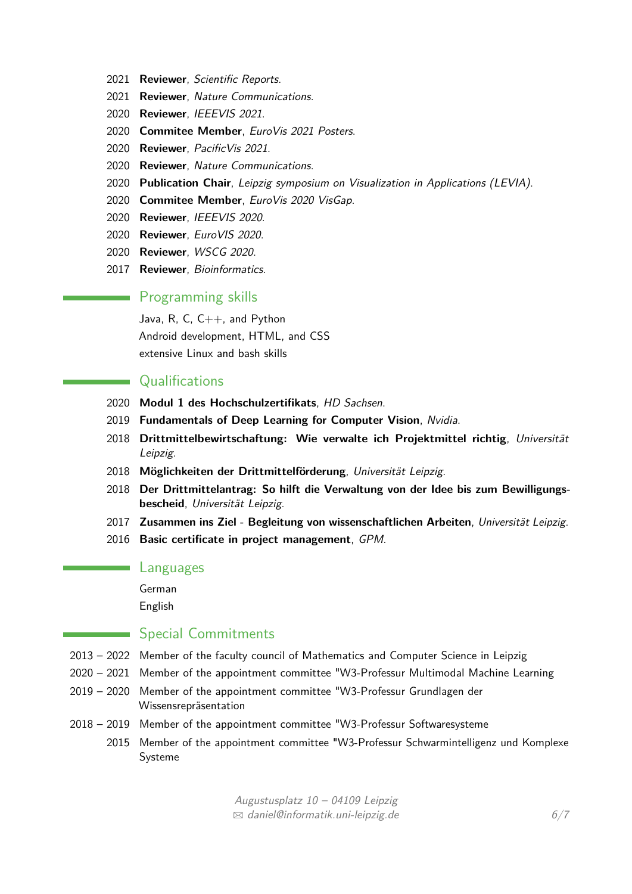2021 **Reviewer**, *Scientific Reports*.
2021 **Reviewer**, *Nature Communications*.
2020 **Reviewer**, *IEEEVIS 2021*.
2020 **Commitee Member**, *EuroVis 2021 Posters*.
2020 **Reviewer**, *PacificVis 2021*.
2020 **Reviewer**, *Nature Communications*.
2020 **Publication Chair**, *Leipzig symposium on Visualization in Applications (LEVIA)*.
2020 **Commitee Member**, *EuroVis 2020 VisGap*.
2020 **Reviewer**, *IEEEVIS 2020*.
2020 **Reviewer**, *EuroVIS 2020*.
2020 **Reviewer**, *WSCG 2020*.
2017 **Reviewer**, *Bioinformatics*.

## Programming skills

Java, R, C, C++, and Python
Android development, HTML, and CSS
extensive Linux and bash skills

## Qualifications

2020 **Modul 1 des Hochschulzertifikats**, *HD Sachsen*.
2019 **Fundamentals of Deep Learning for Computer Vision**, *Nvidia*.
2018 **Drittmittelbewirtschaftung: Wie verwalte ich Projektmittel richtig**, *Universität Leipzig*.
2018 **Möglichkeiten der Drittmittelförderung**, *Universität Leipzig*.
2018 **Der Drittmittelantrag: So hilft die Verwaltung von der Idee bis zum Bewilligungsbescheid**, *Universität Leipzig*.
2017 **Zusammen ins Ziel - Begleitung von wissenschaftlichen Arbeiten**, *Universität Leipzig*.
2016 **Basic certificate in project management**, *GPM*.

## Languages

German
English

## Special Commitments

2013 – 2022 Member of the faculty council of Mathematics and Computer Science in Leipzig
2020 – 2021 Member of the appointment committee "W3-Professur Multimodal Machine Learning
2019 – 2020 Member of the appointment committee "W3-Professur Grundlagen der Wissensrepräsentation
2018 – 2019 Member of the appointment committee "W3-Professur Softwaresysteme
2015 Member of the appointment committee "W3-Professur Schwarmintelligenz und Komplexe Systeme

*Augustusplatz 10 – 04109 Leipzig*
*daniel@informatik.uni-leipzig.de*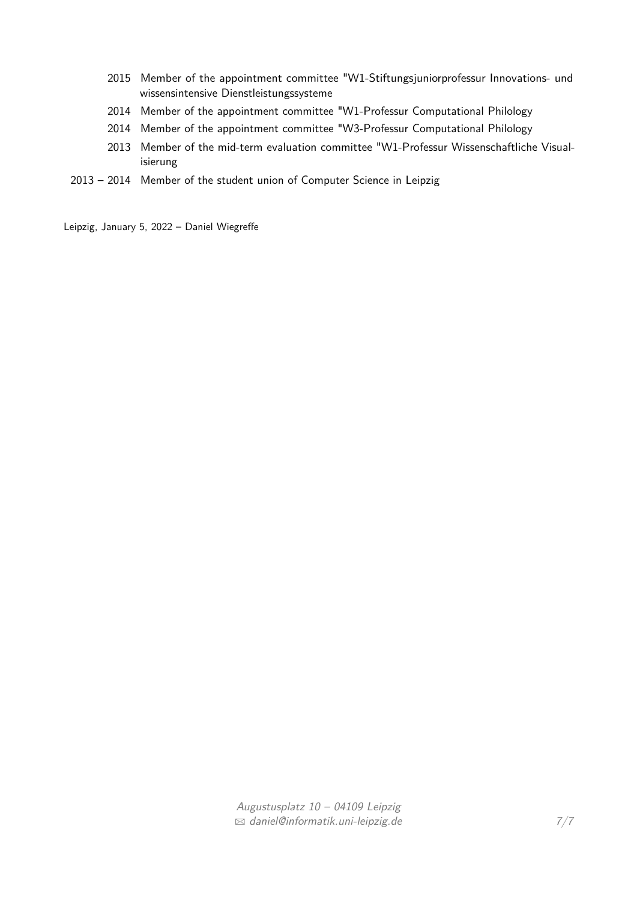2015 Member of the appointment committee "W1-Stiftungsjuniorprofessur Innovations- und wissensintensive Dienstleistungssysteme

2014 Member of the appointment committee "W1-Professur Computational Philology

2014 Member of the appointment committee "W3-Professur Computational Philology

2013 Member of the mid-term evaluation committee "W1-Professur Wissenschaftliche Visualisierung

2013 – 2014 Member of the student union of Computer Science in Leipzig

Leipzig, January 5, 2022 – Daniel Wiegreffe

*Augustusplatz 10 – 04109 Leipzig*
*daniel@informatik.uni-leipzig.de*